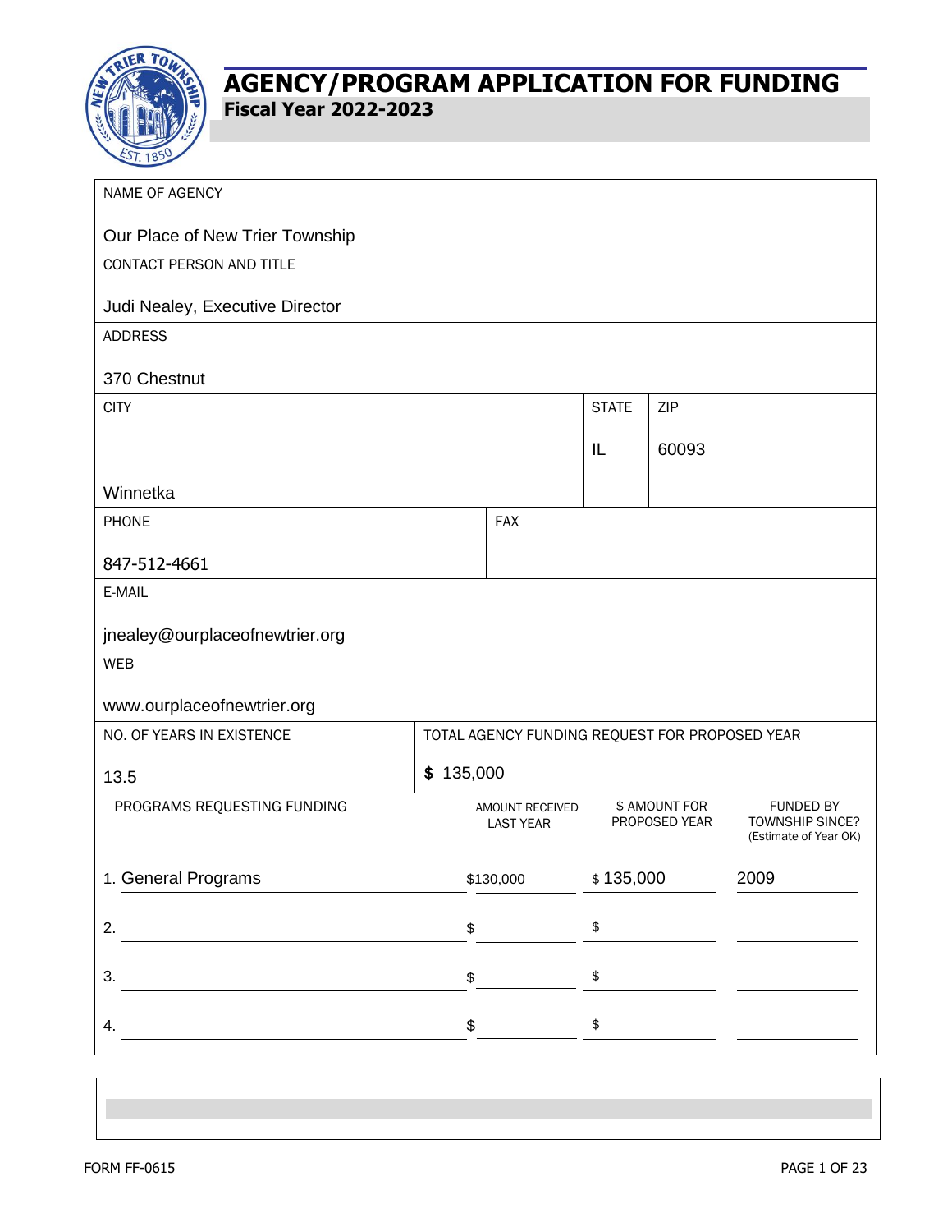# AGENCY/PROGRAM APPLICATION FOR FUNDING

## Fiscal Year 2022-2023

NAME OF AGENCY

Our Place of New Trier Township

CONTACT PERSON AND TITLE

Judi Nealey, Executive Director

ADDRESS

370 Chestnut

| CITY | STATE | ZIP |
| --- | --- | --- |
| Winnetka | IL | 60093 |

| PHONE | FAX |
| --- | --- |
| 847-512-4661 | |

E-MAIL

jnealey@ourplaceofnewtrier.org

WEB

www.ourplaceofnewtrier.org

| NO. OF YEARS IN EXISTENCE | TOTAL AGENCY FUNDING REQUEST FOR PROPOSED YEAR |
| --- | --- |
| 13.5 | $ 135,000 |

| PROGRAMS REQUESTING FUNDING | AMOUNT RECEIVED LAST YEAR | $ AMOUNT FOR PROPOSED YEAR | FUNDED BY TOWNSHIP SINCE? (Estimate of Year OK) |
| --- | --- | --- | --- |
| 1. General Programs | $130,000 | $ 135,000 | 2009 |
| 2. | $ | $ | |
| 3. | $ | $ | |
| 4. | $ | $ | |

FORM FF-0615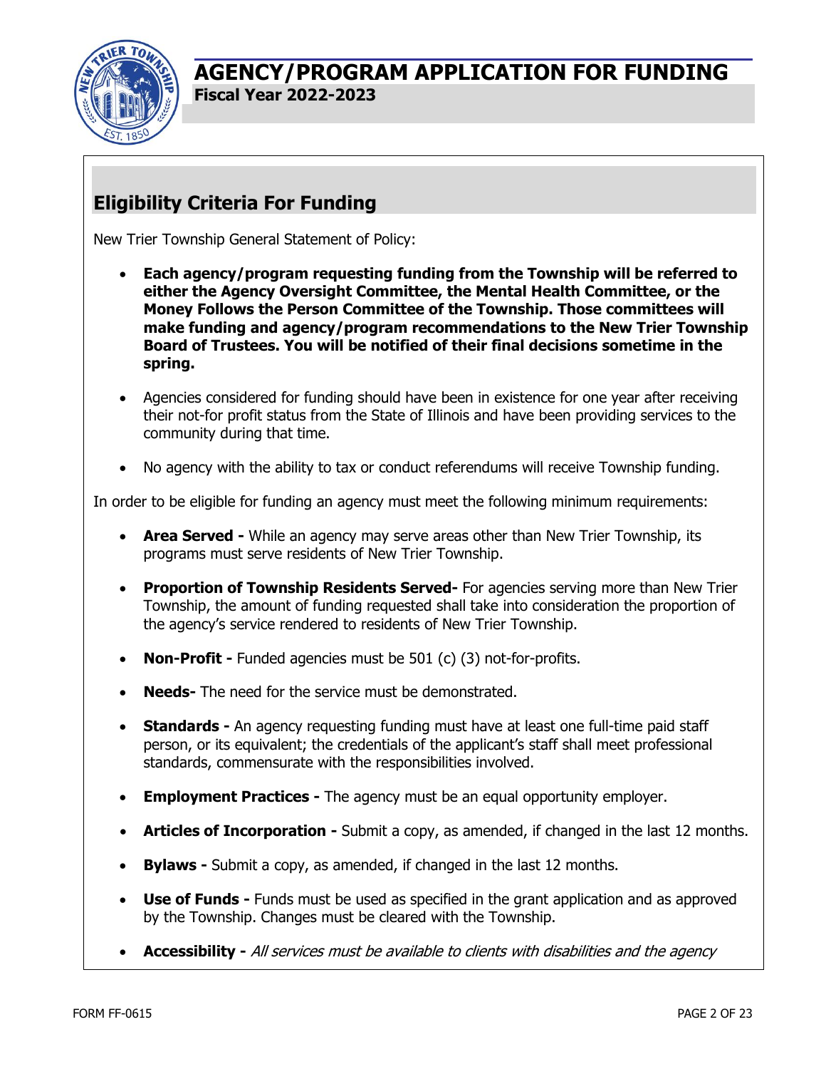# AGENCY/PROGRAM APPLICATION FOR FUNDING

**Fiscal Year 2022-2023**

## Eligibility Criteria For Funding

New Trier Township General Statement of Policy:

- **Each agency/program requesting funding from the Township will be referred to either the Agency Oversight Committee, the Mental Health Committee, or the Money Follows the Person Committee of the Township. Those committees will make funding and agency/program recommendations to the New Trier Township Board of Trustees. You will be notified of their final decisions sometime in the spring.**
- Agencies considered for funding should have been in existence for one year after receiving their not-for profit status from the State of Illinois and have been providing services to the community during that time.
- No agency with the ability to tax or conduct referendums will receive Township funding.

In order to be eligible for funding an agency must meet the following minimum requirements:

- **Area Served -** While an agency may serve areas other than New Trier Township, its programs must serve residents of New Trier Township.
- **Proportion of Township Residents Served-** For agencies serving more than New Trier Township, the amount of funding requested shall take into consideration the proportion of the agency's service rendered to residents of New Trier Township.
- **Non-Profit -** Funded agencies must be 501 (c) (3) not-for-profits.
- **Needs-** The need for the service must be demonstrated.
- **Standards -** An agency requesting funding must have at least one full-time paid staff person, or its equivalent; the credentials of the applicant's staff shall meet professional standards, commensurate with the responsibilities involved.
- **Employment Practices -** The agency must be an equal opportunity employer.
- **Articles of Incorporation -** Submit a copy, as amended, if changed in the last 12 months.
- **Bylaws -** Submit a copy, as amended, if changed in the last 12 months.
- **Use of Funds -** Funds must be used as specified in the grant application and as approved by the Township. Changes must be cleared with the Township.
- **Accessibility -** *All services must be available to clients with disabilities and the agency*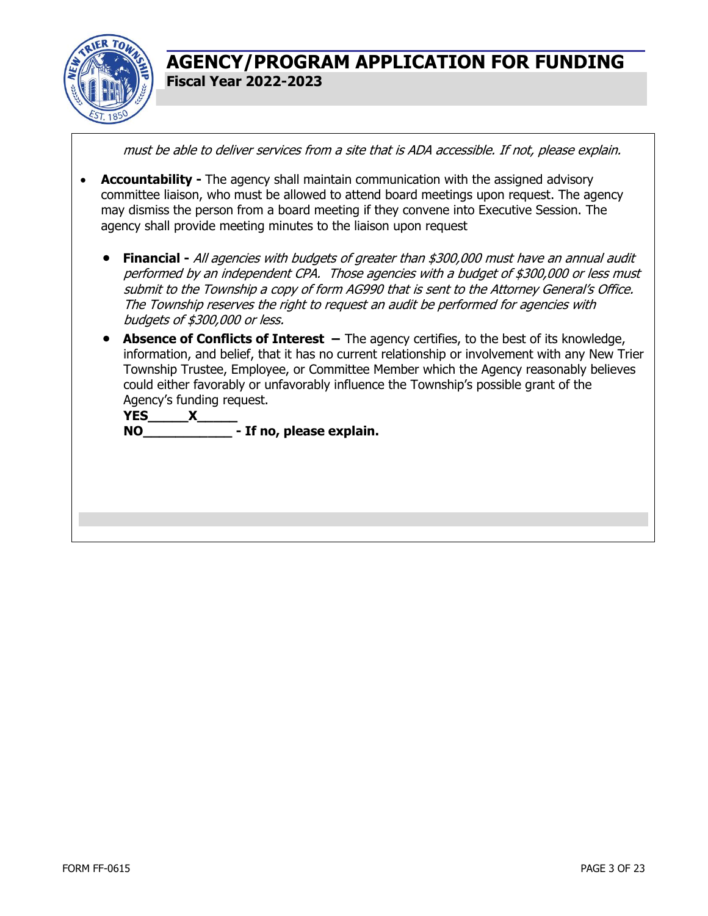*must be able to deliver services from a site that is ADA accessible. If not, please explain.*

- **Accountability -** The agency shall maintain communication with the assigned advisory committee liaison, who must be allowed to attend board meetings upon request. The agency may dismiss the person from a board meeting if they convene into Executive Session. The agency shall provide meeting minutes to the liaison upon request

  - **Financial -** *All agencies with budgets of greater than $300,000 must have an annual audit performed by an independent CPA. Those agencies with a budget of $300,000 or less must submit to the Township a copy of form AG990 that is sent to the Attorney General's Office. The Township reserves the right to request an audit be performed for agencies with budgets of $300,000 or less.*
  - **Absence of Conflicts of Interest –** The agency certifies, to the best of its knowledge, information, and belief, that it has no current relationship or involvement with any New Trier Township Trustee, Employee, or Committee Member which the Agency reasonably believes could either favorably or unfavorably influence the Township's possible grant of the Agency's funding request.

    **YES_____X_____**

    **NO___________ - If no, please explain.**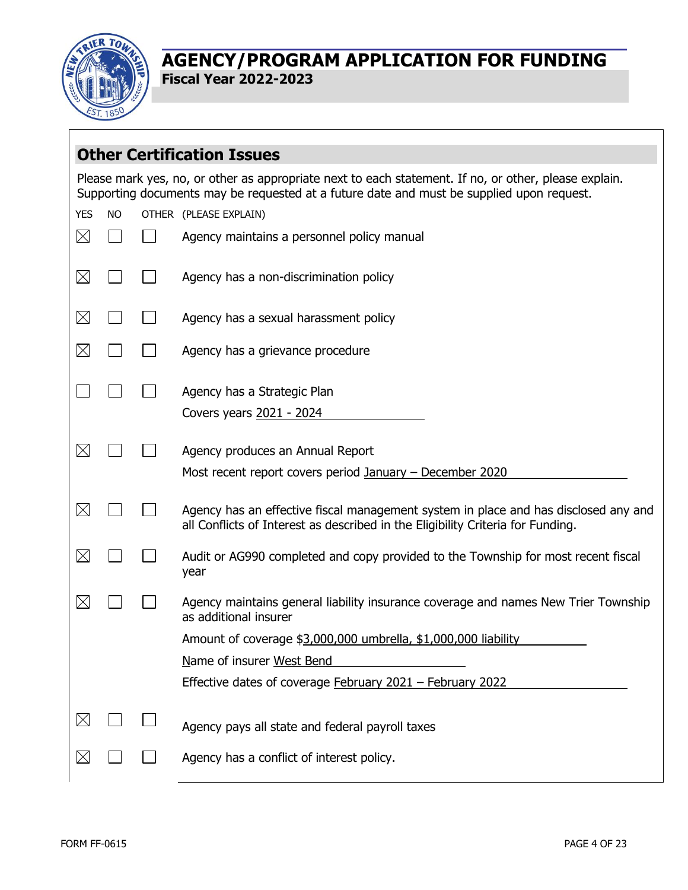# AGENCY/PROGRAM APPLICATION FOR FUNDING

**Fiscal Year 2022-2023**

## Other Certification Issues

Please mark yes, no, or other as appropriate next to each statement. If no, or other, please explain. Supporting documents may be requested at a future date and must be supplied upon request.

| YES | NO | OTHER | (PLEASE EXPLAIN) |
|---|---|---|---|
| ☒ | ☐ | ☐ | Agency maintains a personnel policy manual |
| ☒ | ☐ | ☐ | Agency has a non-discrimination policy |
| ☒ | ☐ | ☐ | Agency has a sexual harassment policy |
| ☒ | ☐ | ☐ | Agency has a grievance procedure |
| ☐ | ☐ | ☐ | Agency has a Strategic Plan<br>Covers years 2021 - 2024 |
| ☒ | ☐ | ☐ | Agency produces an Annual Report<br>Most recent report covers period January – December 2020 |
| ☒ | ☐ | ☐ | Agency has an effective fiscal management system in place and has disclosed any and all Conflicts of Interest as described in the Eligibility Criteria for Funding. |
| ☒ | ☐ | ☐ | Audit or AG990 completed and copy provided to the Township for most recent fiscal year |
| ☒ | ☐ | ☐ | Agency maintains general liability insurance coverage and names New Trier Township as additional insurer<br>Amount of coverage $3,000,000 umbrella, $1,000,000 liability<br>Name of insurer West Bend<br>Effective dates of coverage February 2021 – February 2022 |
| ☒ | ☐ | ☐ | Agency pays all state and federal payroll taxes |
| ☒ | ☐ | ☐ | Agency has a conflict of interest policy. |

FORM FF-0615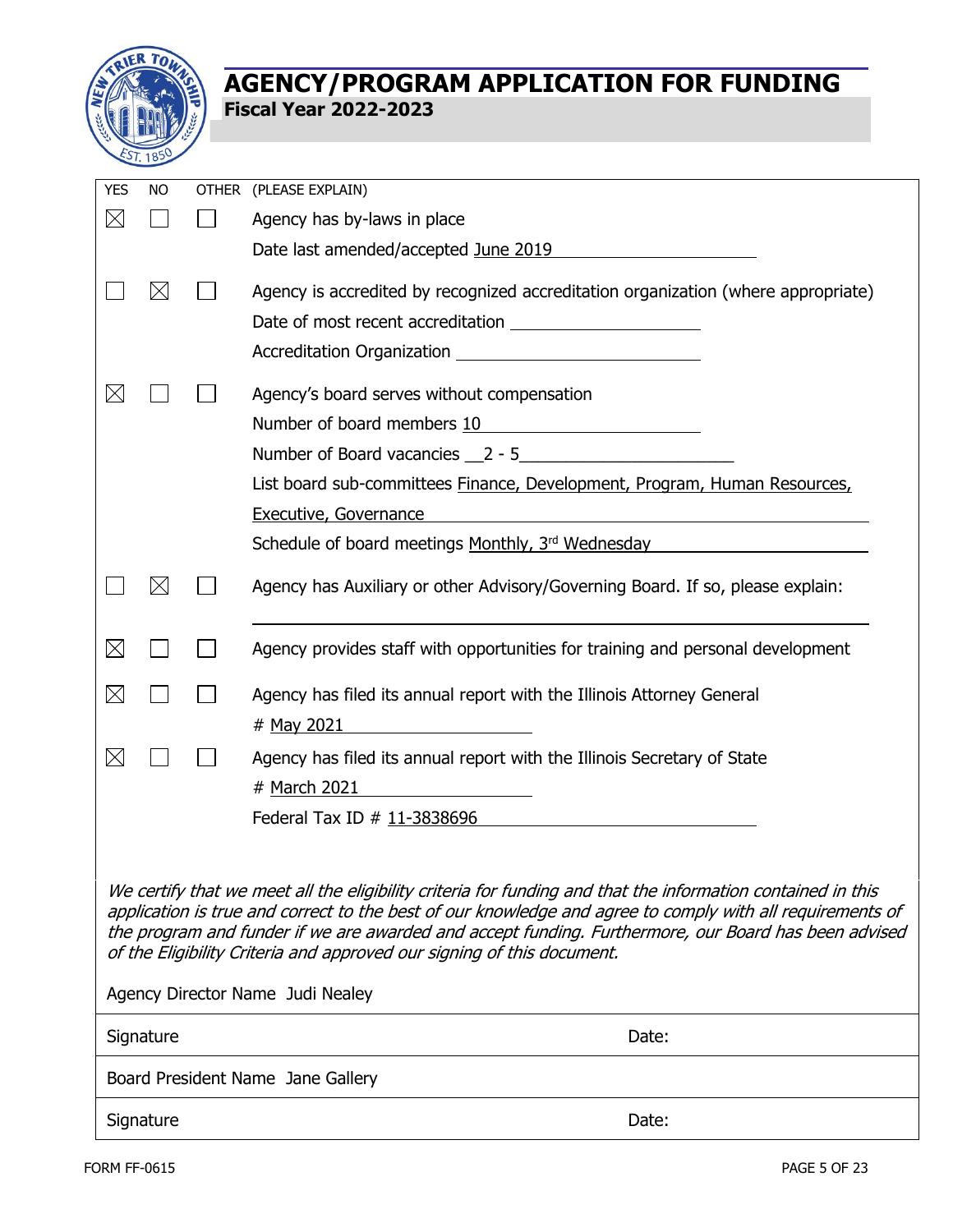# AGENCY/PROGRAM APPLICATION FOR FUNDING

**Fiscal Year 2022-2023**

| YES | NO | OTHER | (PLEASE EXPLAIN) |
|---|---|---|---|
| ☒ | ☐ | ☐ | Agency has by-laws in place<br>Date last amended/accepted June 2019 |
| ☐ | ☒ | ☐ | Agency is accredited by recognized accreditation organization (where appropriate)<br>Date of most recent accreditation \_\_\_\_\_\_\_\_<br>Accreditation Organization \_\_\_\_\_\_\_\_ |
| ☒ | ☐ | ☐ | Agency's board serves without compensation<br>Number of board members 10<br>Number of Board vacancies 2 - 5<br>List board sub-committees Finance, Development, Program, Human Resources, Executive, Governance<br>Schedule of board meetings Monthly, 3rd Wednesday |
| ☐ | ☒ | ☐ | Agency has Auxiliary or other Advisory/Governing Board. If so, please explain: |
| ☒ | ☐ | ☐ | Agency provides staff with opportunities for training and personal development |
| ☒ | ☐ | ☐ | Agency has filed its annual report with the Illinois Attorney General<br># May 2021 |
| ☒ | ☐ | ☐ | Agency has filed its annual report with the Illinois Secretary of State<br># March 2021<br>Federal Tax ID # 11-3838696 |

*We certify that we meet all the eligibility criteria for funding and that the information contained in this application is true and correct to the best of our knowledge and agree to comply with all requirements of the program and funder if we are awarded and accept funding. Furthermore, our Board has been advised of the Eligibility Criteria and approved our signing of this document.*

Agency Director Name Judi Nealey

| Signature | Date: |
|---|---|

Board President Name Jane Gallery

| Signature | Date: |
|---|---|

FORM FF-0615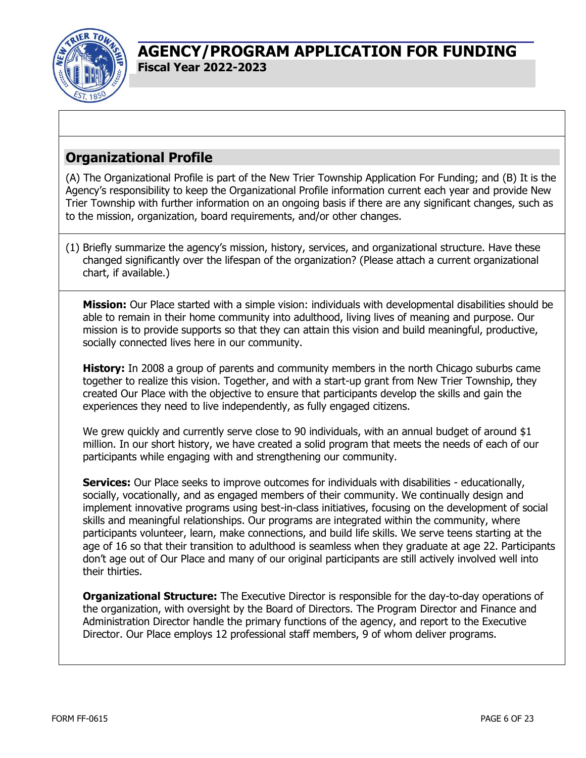## Organizational Profile

(A) The Organizational Profile is part of the New Trier Township Application For Funding; and (B) It is the Agency's responsibility to keep the Organizational Profile information current each year and provide New Trier Township with further information on an ongoing basis if there are any significant changes, such as to the mission, organization, board requirements, and/or other changes.

(1) Briefly summarize the agency's mission, history, services, and organizational structure. Have these changed significantly over the lifespan of the organization? (Please attach a current organizational chart, if available.)

**Mission:** Our Place started with a simple vision: individuals with developmental disabilities should be able to remain in their home community into adulthood, living lives of meaning and purpose. Our mission is to provide supports so that they can attain this vision and build meaningful, productive, socially connected lives here in our community.

**History:** In 2008 a group of parents and community members in the north Chicago suburbs came together to realize this vision. Together, and with a start-up grant from New Trier Township, they created Our Place with the objective to ensure that participants develop the skills and gain the experiences they need to live independently, as fully engaged citizens.

We grew quickly and currently serve close to 90 individuals, with an annual budget of around $1 million. In our short history, we have created a solid program that meets the needs of each of our participants while engaging with and strengthening our community.

**Services:** Our Place seeks to improve outcomes for individuals with disabilities - educationally, socially, vocationally, and as engaged members of their community. We continually design and implement innovative programs using best-in-class initiatives, focusing on the development of social skills and meaningful relationships. Our programs are integrated within the community, where participants volunteer, learn, make connections, and build life skills. We serve teens starting at the age of 16 so that their transition to adulthood is seamless when they graduate at age 22. Participants don't age out of Our Place and many of our original participants are still actively involved well into their thirties.

**Organizational Structure:** The Executive Director is responsible for the day-to-day operations of the organization, with oversight by the Board of Directors. The Program Director and Finance and Administration Director handle the primary functions of the agency, and report to the Executive Director. Our Place employs 12 professional staff members, 9 of whom deliver programs.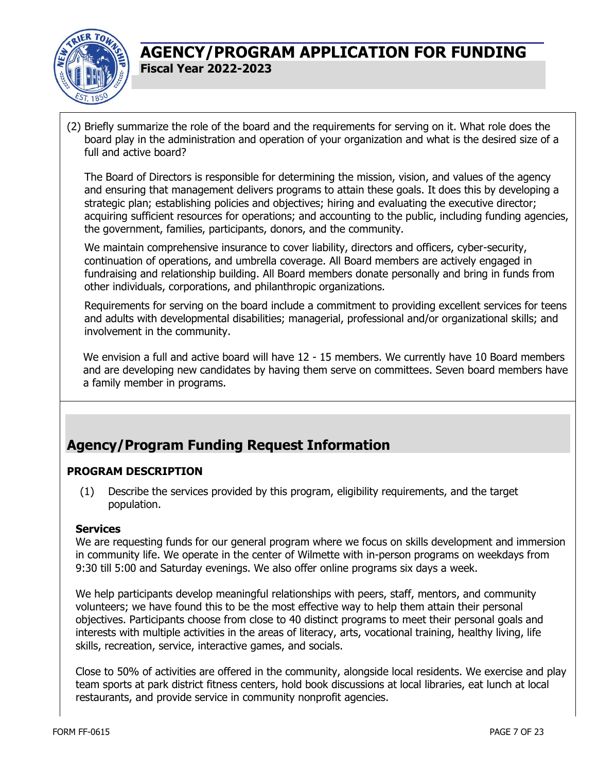(2) Briefly summarize the role of the board and the requirements for serving on it. What role does the board play in the administration and operation of your organization and what is the desired size of a full and active board?

The Board of Directors is responsible for determining the mission, vision, and values of the agency and ensuring that management delivers programs to attain these goals. It does this by developing a strategic plan; establishing policies and objectives; hiring and evaluating the executive director; acquiring sufficient resources for operations; and accounting to the public, including funding agencies, the government, families, participants, donors, and the community.

We maintain comprehensive insurance to cover liability, directors and officers, cyber-security, continuation of operations, and umbrella coverage. All Board members are actively engaged in fundraising and relationship building. All Board members donate personally and bring in funds from other individuals, corporations, and philanthropic organizations.

Requirements for serving on the board include a commitment to providing excellent services for teens and adults with developmental disabilities; managerial, professional and/or organizational skills; and involvement in the community.

We envision a full and active board will have 12 - 15 members. We currently have 10 Board members and are developing new candidates by having them serve on committees. Seven board members have a family member in programs.

## Agency/Program Funding Request Information

### PROGRAM DESCRIPTION

(1) Describe the services provided by this program, eligibility requirements, and the target population.

**Services**

We are requesting funds for our general program where we focus on skills development and immersion in community life. We operate in the center of Wilmette with in-person programs on weekdays from 9:30 till 5:00 and Saturday evenings. We also offer online programs six days a week.

We help participants develop meaningful relationships with peers, staff, mentors, and community volunteers; we have found this to be the most effective way to help them attain their personal objectives. Participants choose from close to 40 distinct programs to meet their personal goals and interests with multiple activities in the areas of literacy, arts, vocational training, healthy living, life skills, recreation, service, interactive games, and socials.

Close to 50% of activities are offered in the community, alongside local residents. We exercise and play team sports at park district fitness centers, hold book discussions at local libraries, eat lunch at local restaurants, and provide service in community nonprofit agencies.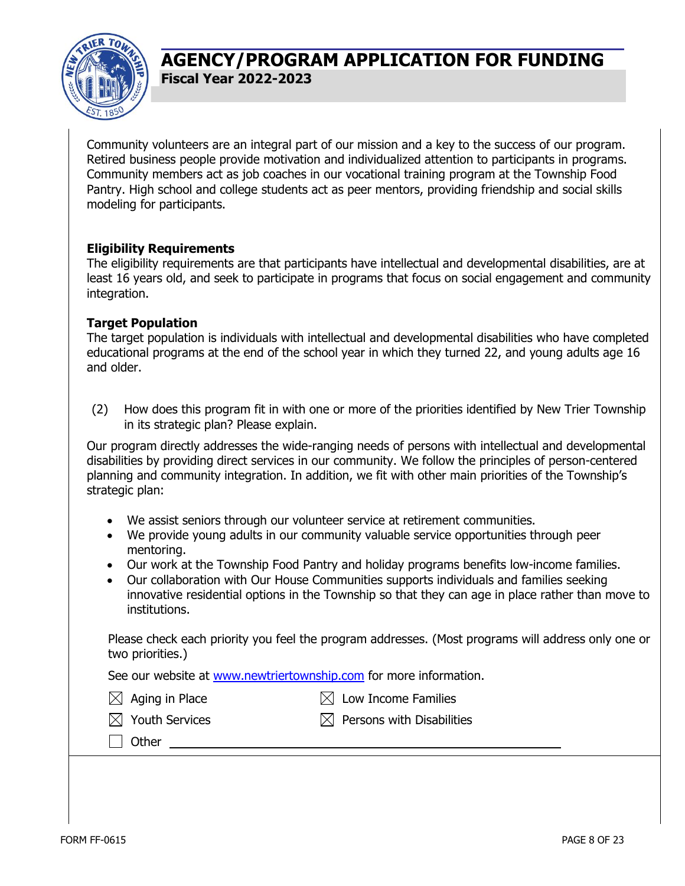Community volunteers are an integral part of our mission and a key to the success of our program. Retired business people provide motivation and individualized attention to participants in programs. Community members act as job coaches in our vocational training program at the Township Food Pantry. High school and college students act as peer mentors, providing friendship and social skills modeling for participants.

**Eligibility Requirements**
The eligibility requirements are that participants have intellectual and developmental disabilities, are at least 16 years old, and seek to participate in programs that focus on social engagement and community integration.

**Target Population**
The target population is individuals with intellectual and developmental disabilities who have completed educational programs at the end of the school year in which they turned 22, and young adults age 16 and older.

(2) How does this program fit in with one or more of the priorities identified by New Trier Township in its strategic plan? Please explain.

Our program directly addresses the wide-ranging needs of persons with intellectual and developmental disabilities by providing direct services in our community. We follow the principles of person-centered planning and community integration. In addition, we fit with other main priorities of the Township's strategic plan:

- We assist seniors through our volunteer service at retirement communities.
- We provide young adults in our community valuable service opportunities through peer mentoring.
- Our work at the Township Food Pantry and holiday programs benefits low-income families.
- Our collaboration with Our House Communities supports individuals and families seeking innovative residential options in the Township so that they can age in place rather than move to institutions.

Please check each priority you feel the program addresses. (Most programs will address only one or two priorities.)

See our website at www.newtriertownship.com for more information.

- ☒ Aging in Place
- ☒ Low Income Families
- ☒ Youth Services
- ☒ Persons with Disabilities
- ☐ Other ______________________________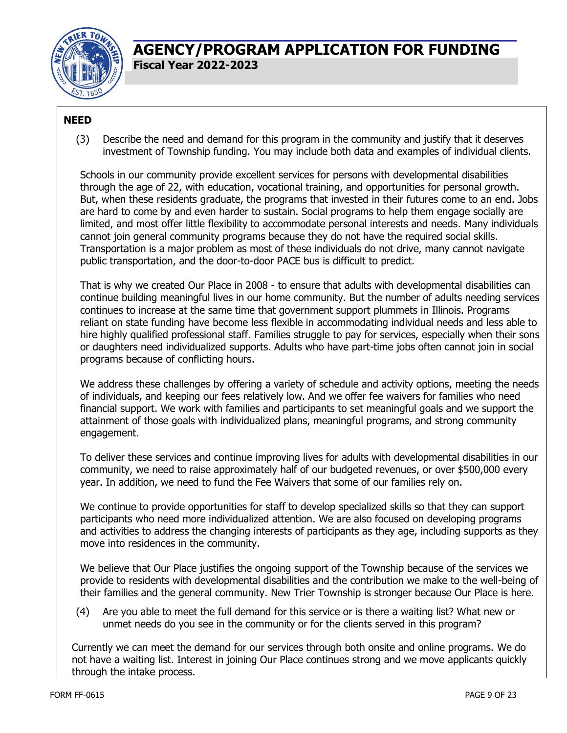# AGENCY/PROGRAM APPLICATION FOR FUNDING

**Fiscal Year 2022-2023**

## NEED

(3) Describe the need and demand for this program in the community and justify that it deserves investment of Township funding. You may include both data and examples of individual clients.

Schools in our community provide excellent services for persons with developmental disabilities through the age of 22, with education, vocational training, and opportunities for personal growth. But, when these residents graduate, the programs that invested in their futures come to an end. Jobs are hard to come by and even harder to sustain. Social programs to help them engage socially are limited, and most offer little flexibility to accommodate personal interests and needs. Many individuals cannot join general community programs because they do not have the required social skills. Transportation is a major problem as most of these individuals do not drive, many cannot navigate public transportation, and the door-to-door PACE bus is difficult to predict.

That is why we created Our Place in 2008 - to ensure that adults with developmental disabilities can continue building meaningful lives in our home community. But the number of adults needing services continues to increase at the same time that government support plummets in Illinois. Programs reliant on state funding have become less flexible in accommodating individual needs and less able to hire highly qualified professional staff. Families struggle to pay for services, especially when their sons or daughters need individualized supports. Adults who have part-time jobs often cannot join in social programs because of conflicting hours.

We address these challenges by offering a variety of schedule and activity options, meeting the needs of individuals, and keeping our fees relatively low. And we offer fee waivers for families who need financial support. We work with families and participants to set meaningful goals and we support the attainment of those goals with individualized plans, meaningful programs, and strong community engagement.

To deliver these services and continue improving lives for adults with developmental disabilities in our community, we need to raise approximately half of our budgeted revenues, or over $500,000 every year. In addition, we need to fund the Fee Waivers that some of our families rely on.

We continue to provide opportunities for staff to develop specialized skills so that they can support participants who need more individualized attention. We are also focused on developing programs and activities to address the changing interests of participants as they age, including supports as they move into residences in the community.

We believe that Our Place justifies the ongoing support of the Township because of the services we provide to residents with developmental disabilities and the contribution we make to the well-being of their families and the general community. New Trier Township is stronger because Our Place is here.

(4) Are you able to meet the full demand for this service or is there a waiting list? What new or unmet needs do you see in the community or for the clients served in this program?

Currently we can meet the demand for our services through both onsite and online programs. We do not have a waiting list. Interest in joining Our Place continues strong and we move applicants quickly through the intake process.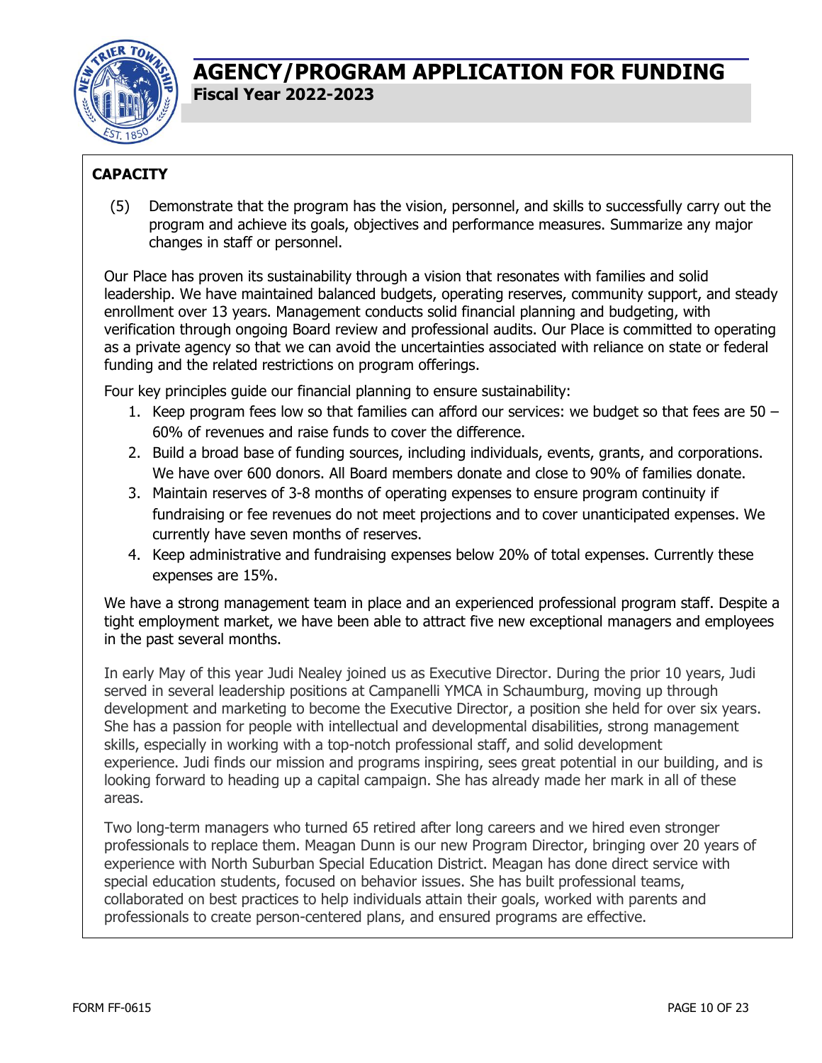# AGENCY/PROGRAM APPLICATION FOR FUNDING

**Fiscal Year 2022-2023**

## CAPACITY

(5) Demonstrate that the program has the vision, personnel, and skills to successfully carry out the program and achieve its goals, objectives and performance measures. Summarize any major changes in staff or personnel.

Our Place has proven its sustainability through a vision that resonates with families and solid leadership. We have maintained balanced budgets, operating reserves, community support, and steady enrollment over 13 years. Management conducts solid financial planning and budgeting, with verification through ongoing Board review and professional audits. Our Place is committed to operating as a private agency so that we can avoid the uncertainties associated with reliance on state or federal funding and the related restrictions on program offerings.

Four key principles guide our financial planning to ensure sustainability:

1. Keep program fees low so that families can afford our services: we budget so that fees are 50 – 60% of revenues and raise funds to cover the difference.
2. Build a broad base of funding sources, including individuals, events, grants, and corporations. We have over 600 donors. All Board members donate and close to 90% of families donate.
3. Maintain reserves of 3-8 months of operating expenses to ensure program continuity if fundraising or fee revenues do not meet projections and to cover unanticipated expenses. We currently have seven months of reserves.
4. Keep administrative and fundraising expenses below 20% of total expenses. Currently these expenses are 15%.

We have a strong management team in place and an experienced professional program staff. Despite a tight employment market, we have been able to attract five new exceptional managers and employees in the past several months.

In early May of this year Judi Nealey joined us as Executive Director. During the prior 10 years, Judi served in several leadership positions at Campanelli YMCA in Schaumburg, moving up through development and marketing to become the Executive Director, a position she held for over six years. She has a passion for people with intellectual and developmental disabilities, strong management skills, especially in working with a top-notch professional staff, and solid development experience. Judi finds our mission and programs inspiring, sees great potential in our building, and is looking forward to heading up a capital campaign. She has already made her mark in all of these areas.

Two long-term managers who turned 65 retired after long careers and we hired even stronger professionals to replace them. Meagan Dunn is our new Program Director, bringing over 20 years of experience with North Suburban Special Education District. Meagan has done direct service with special education students, focused on behavior issues. She has built professional teams, collaborated on best practices to help individuals attain their goals, worked with parents and professionals to create person-centered plans, and ensured programs are effective.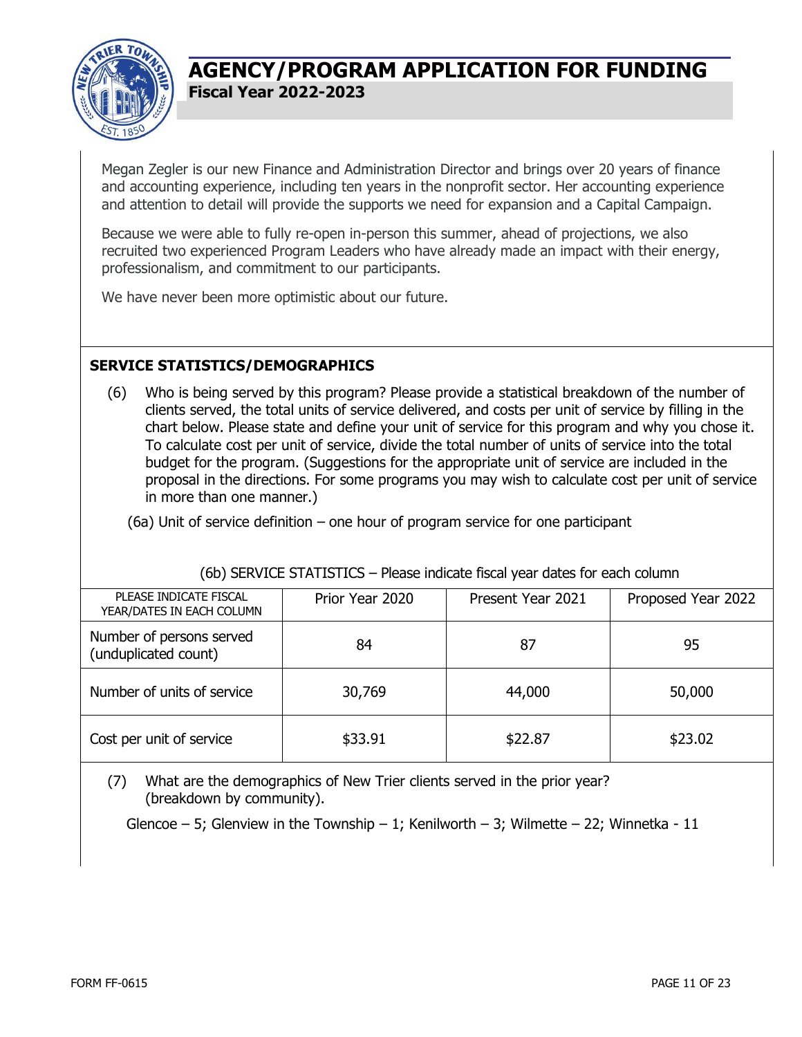Megan Zegler is our new Finance and Administration Director and brings over 20 years of finance and accounting experience, including ten years in the nonprofit sector. Her accounting experience and attention to detail will provide the supports we need for expansion and a Capital Campaign.

Because we were able to fully re-open in-person this summer, ahead of projections, we also recruited two experienced Program Leaders who have already made an impact with their energy, professionalism, and commitment to our participants.

We have never been more optimistic about our future.

**SERVICE STATISTICS/DEMOGRAPHICS**

(6) Who is being served by this program? Please provide a statistical breakdown of the number of clients served, the total units of service delivered, and costs per unit of service by filling in the chart below. Please state and define your unit of service for this program and why you chose it. To calculate cost per unit of service, divide the total number of units of service into the total budget for the program. (Suggestions for the appropriate unit of service are included in the proposal in the directions. For some programs you may wish to calculate cost per unit of service in more than one manner.)

(6a) Unit of service definition – one hour of program service for one participant

(6b) SERVICE STATISTICS – Please indicate fiscal year dates for each column

| PLEASE INDICATE FISCAL YEAR/DATES IN EACH COLUMN | Prior Year 2020 | Present Year 2021 | Proposed Year 2022 |
|---|---|---|---|
| Number of persons served (unduplicated count) | 84 | 87 | 95 |
| Number of units of service | 30,769 | 44,000 | 50,000 |
| Cost per unit of service | $33.91 | $22.87 | $23.02 |

(7) What are the demographics of New Trier clients served in the prior year? (breakdown by community).

Glencoe – 5; Glenview in the Township – 1; Kenilworth – 3; Wilmette – 22; Winnetka - 11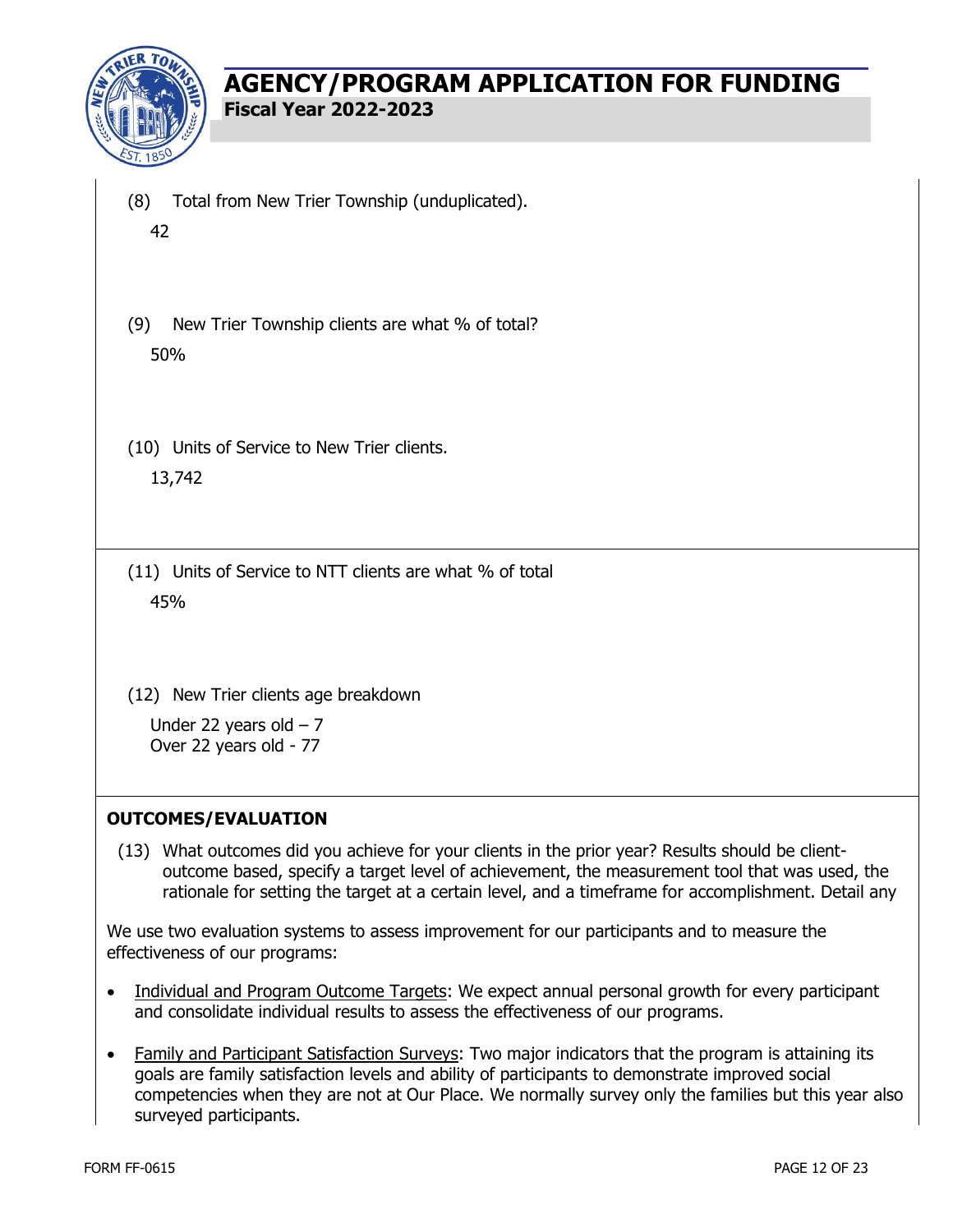(8) Total from New Trier Township (unduplicated).

42

(9) New Trier Township clients are what % of total?

50%

(10) Units of Service to New Trier clients.

13,742

(11) Units of Service to NTT clients are what % of total

45%

(12) New Trier clients age breakdown

Under 22 years old – 7
Over 22 years old - 77

**OUTCOMES/EVALUATION**

(13) What outcomes did you achieve for your clients in the prior year? Results should be client-outcome based, specify a target level of achievement, the measurement tool that was used, the rationale for setting the target at a certain level, and a timeframe for accomplishment. Detail any

We use two evaluation systems to assess improvement for our participants and to measure the effectiveness of our programs:

- Individual and Program Outcome Targets: We expect annual personal growth for every participant and consolidate individual results to assess the effectiveness of our programs.
- Family and Participant Satisfaction Surveys: Two major indicators that the program is attaining its goals are family satisfaction levels and ability of participants to demonstrate improved social competencies when they are not at Our Place. We normally survey only the families but this year also surveyed participants.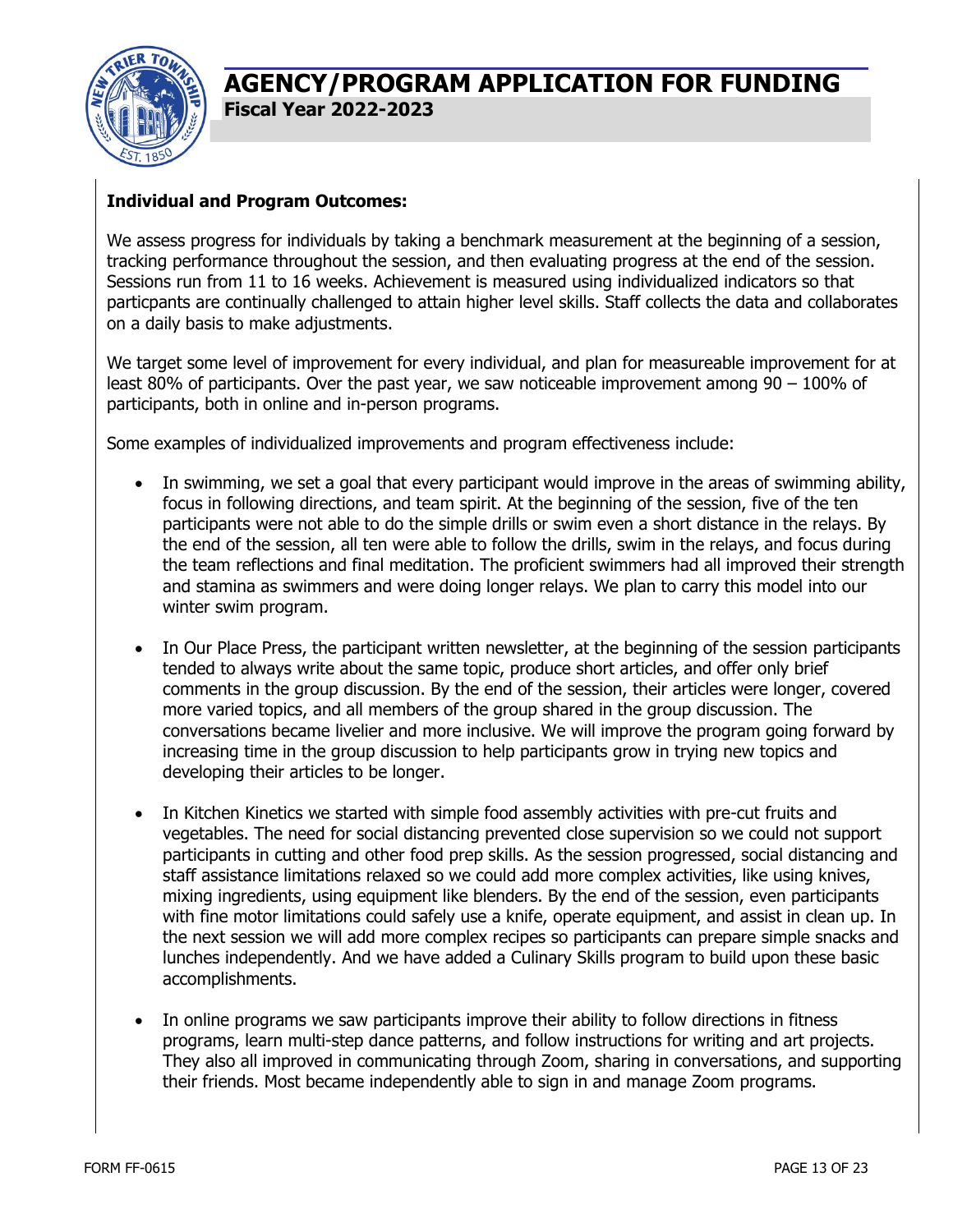# AGENCY/PROGRAM APPLICATION FOR FUNDING

**Fiscal Year 2022-2023**

**Individual and Program Outcomes:**

We assess progress for individuals by taking a benchmark measurement at the beginning of a session, tracking performance throughout the session, and then evaluating progress at the end of the session. Sessions run from 11 to 16 weeks. Achievement is measured using individualized indicators so that particpants are continually challenged to attain higher level skills. Staff collects the data and collaborates on a daily basis to make adjustments.

We target some level of improvement for every individual, and plan for measureable improvement for at least 80% of participants. Over the past year, we saw noticeable improvement among 90 – 100% of participants, both in online and in-person programs.

Some examples of individualized improvements and program effectiveness include:

- In swimming, we set a goal that every participant would improve in the areas of swimming ability, focus in following directions, and team spirit. At the beginning of the session, five of the ten participants were not able to do the simple drills or swim even a short distance in the relays. By the end of the session, all ten were able to follow the drills, swim in the relays, and focus during the team reflections and final meditation. The proficient swimmers had all improved their strength and stamina as swimmers and were doing longer relays. We plan to carry this model into our winter swim program.

- In Our Place Press, the participant written newsletter, at the beginning of the session participants tended to always write about the same topic, produce short articles, and offer only brief comments in the group discussion. By the end of the session, their articles were longer, covered more varied topics, and all members of the group shared in the group discussion. The conversations became livelier and more inclusive. We will improve the program going forward by increasing time in the group discussion to help participants grow in trying new topics and developing their articles to be longer.

- In Kitchen Kinetics we started with simple food assembly activities with pre-cut fruits and vegetables. The need for social distancing prevented close supervision so we could not support participants in cutting and other food prep skills. As the session progressed, social distancing and staff assistance limitations relaxed so we could add more complex activities, like using knives, mixing ingredients, using equipment like blenders. By the end of the session, even participants with fine motor limitations could safely use a knife, operate equipment, and assist in clean up. In the next session we will add more complex recipes so participants can prepare simple snacks and lunches independently. And we have added a Culinary Skills program to build upon these basic accomplishments.

- In online programs we saw participants improve their ability to follow directions in fitness programs, learn multi-step dance patterns, and follow instructions for writing and art projects. They also all improved in communicating through Zoom, sharing in conversations, and supporting their friends. Most became independently able to sign in and manage Zoom programs.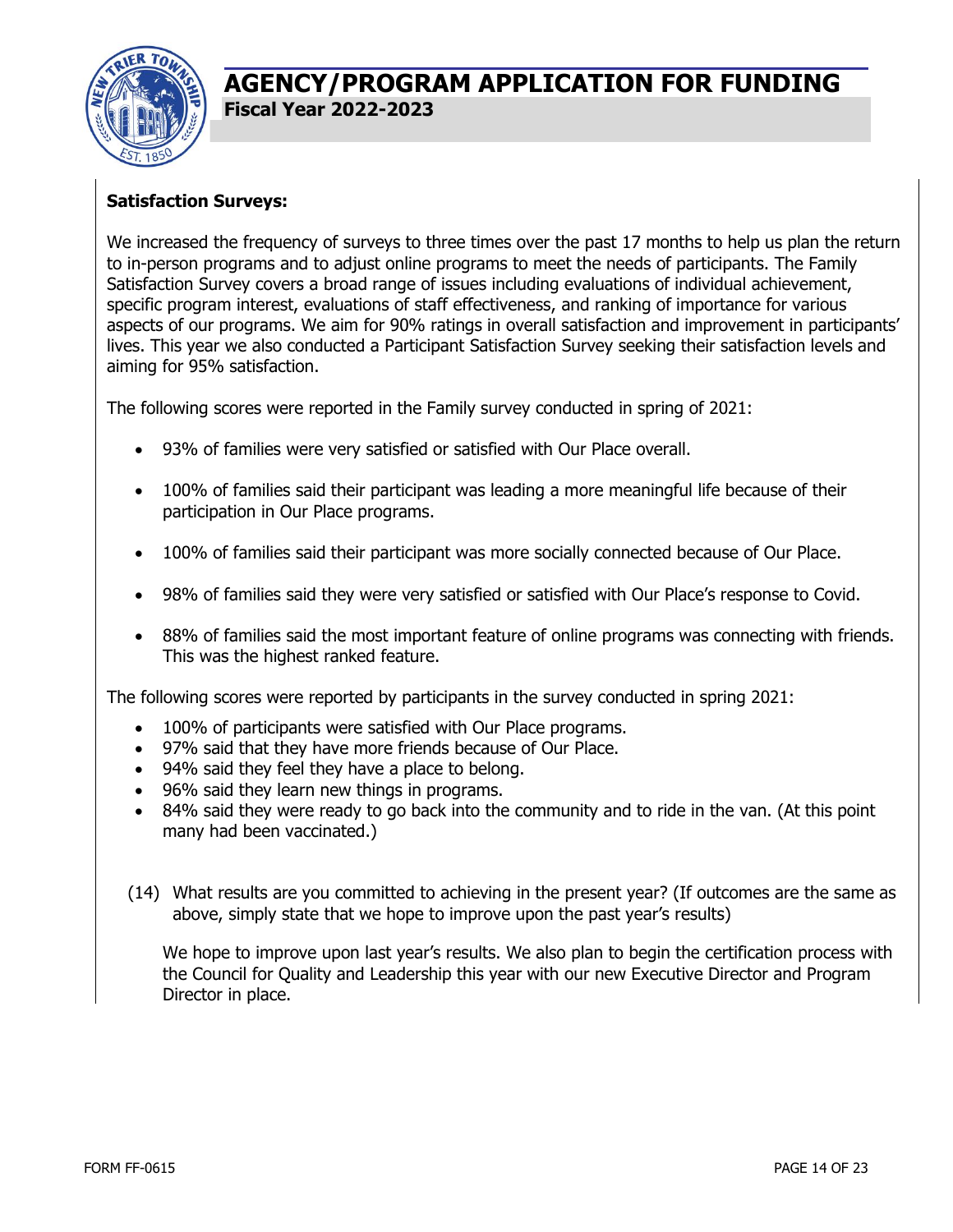**Satisfaction Surveys:**

We increased the frequency of surveys to three times over the past 17 months to help us plan the return to in-person programs and to adjust online programs to meet the needs of participants. The Family Satisfaction Survey covers a broad range of issues including evaluations of individual achievement, specific program interest, evaluations of staff effectiveness, and ranking of importance for various aspects of our programs. We aim for 90% ratings in overall satisfaction and improvement in participants' lives. This year we also conducted a Participant Satisfaction Survey seeking their satisfaction levels and aiming for 95% satisfaction.

The following scores were reported in the Family survey conducted in spring of 2021:

- 93% of families were very satisfied or satisfied with Our Place overall.
- 100% of families said their participant was leading a more meaningful life because of their participation in Our Place programs.
- 100% of families said their participant was more socially connected because of Our Place.
- 98% of families said they were very satisfied or satisfied with Our Place's response to Covid.
- 88% of families said the most important feature of online programs was connecting with friends. This was the highest ranked feature.

The following scores were reported by participants in the survey conducted in spring 2021:

- 100% of participants were satisfied with Our Place programs.
- 97% said that they have more friends because of Our Place.
- 94% said they feel they have a place to belong.
- 96% said they learn new things in programs.
- 84% said they were ready to go back into the community and to ride in the van. (At this point many had been vaccinated.)

(14) What results are you committed to achieving in the present year? (If outcomes are the same as above, simply state that we hope to improve upon the past year's results)

We hope to improve upon last year's results. We also plan to begin the certification process with the Council for Quality and Leadership this year with our new Executive Director and Program Director in place.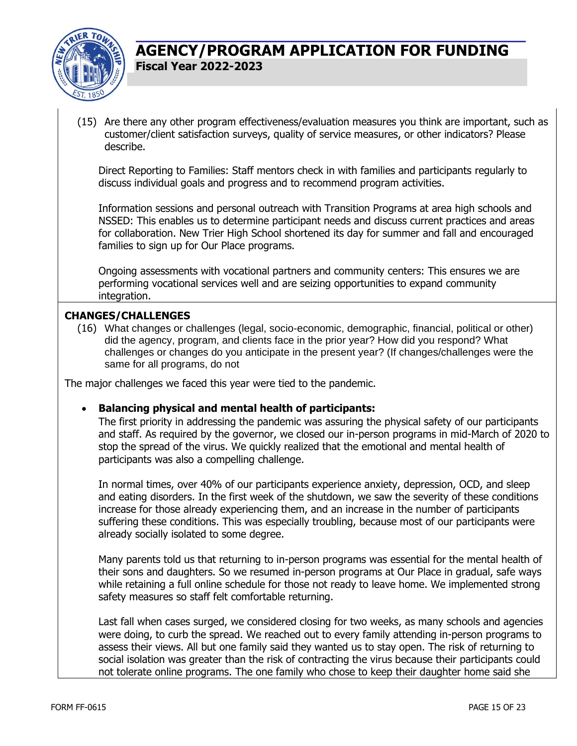(15) Are there any other program effectiveness/evaluation measures you think are important, such as customer/client satisfaction surveys, quality of service measures, or other indicators? Please describe.

Direct Reporting to Families: Staff mentors check in with families and participants regularly to discuss individual goals and progress and to recommend program activities.

Information sessions and personal outreach with Transition Programs at area high schools and NSSED: This enables us to determine participant needs and discuss current practices and areas for collaboration. New Trier High School shortened its day for summer and fall and encouraged families to sign up for Our Place programs.

Ongoing assessments with vocational partners and community centers: This ensures we are performing vocational services well and are seizing opportunities to expand community integration.

**CHANGES/CHALLENGES**

(16) What changes or challenges (legal, socio-economic, demographic, financial, political or other) did the agency, program, and clients face in the prior year? How did you respond? What challenges or changes do you anticipate in the present year? (If changes/challenges were the same for all programs, do not

The major challenges we faced this year were tied to the pandemic.

- **Balancing physical and mental health of participants:**
  The first priority in addressing the pandemic was assuring the physical safety of our participants and staff. As required by the governor, we closed our in-person programs in mid-March of 2020 to stop the spread of the virus. We quickly realized that the emotional and mental health of participants was also a compelling challenge.

  In normal times, over 40% of our participants experience anxiety, depression, OCD, and sleep and eating disorders. In the first week of the shutdown, we saw the severity of these conditions increase for those already experiencing them, and an increase in the number of participants suffering these conditions. This was especially troubling, because most of our participants were already socially isolated to some degree.

  Many parents told us that returning to in-person programs was essential for the mental health of their sons and daughters. So we resumed in-person programs at Our Place in gradual, safe ways while retaining a full online schedule for those not ready to leave home. We implemented strong safety measures so staff felt comfortable returning.

  Last fall when cases surged, we considered closing for two weeks, as many schools and agencies were doing, to curb the spread. We reached out to every family attending in-person programs to assess their views. All but one family said they wanted us to stay open. The risk of returning to social isolation was greater than the risk of contracting the virus because their participants could not tolerate online programs. The one family who chose to keep their daughter home said she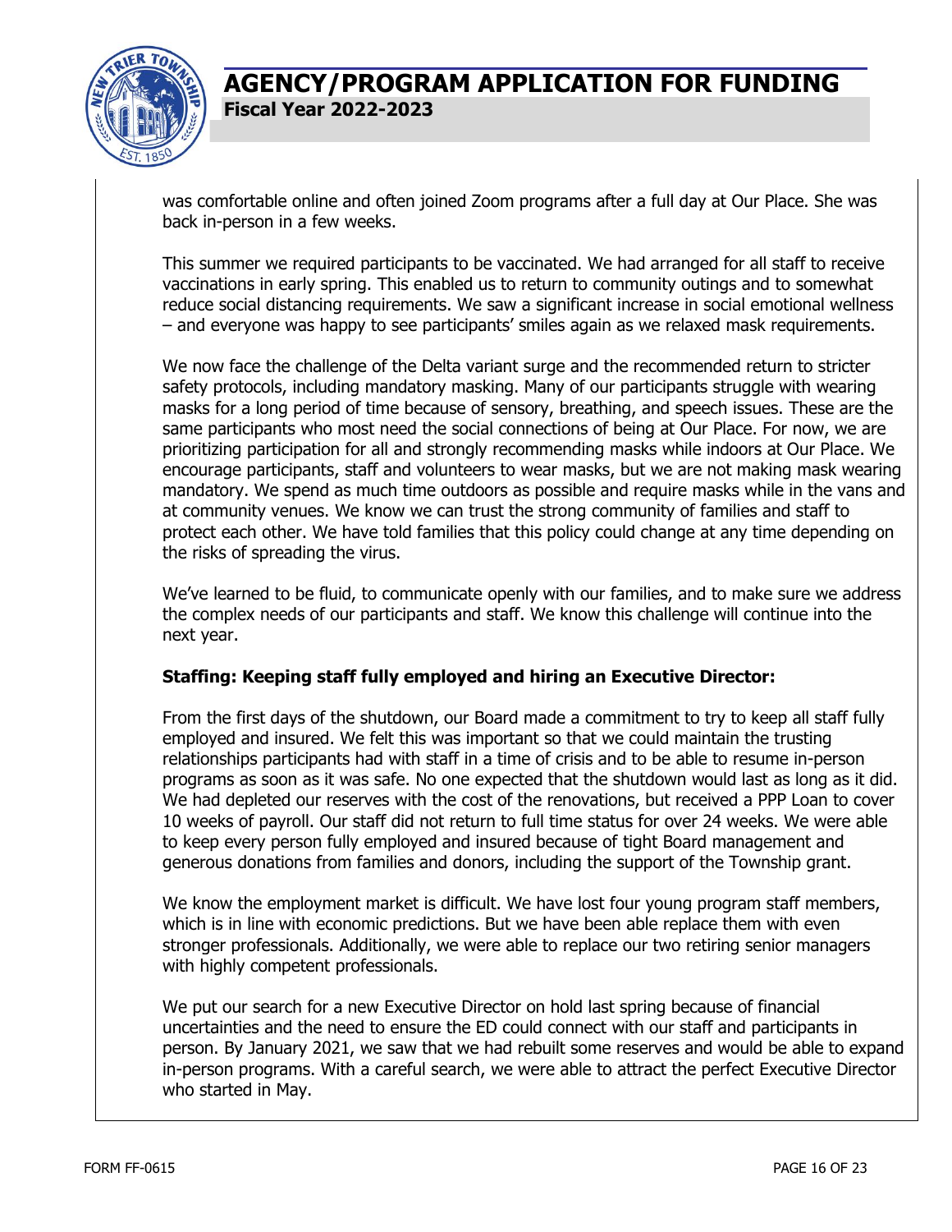was comfortable online and often joined Zoom programs after a full day at Our Place. She was back in-person in a few weeks.

This summer we required participants to be vaccinated. We had arranged for all staff to receive vaccinations in early spring. This enabled us to return to community outings and to somewhat reduce social distancing requirements. We saw a significant increase in social emotional wellness – and everyone was happy to see participants' smiles again as we relaxed mask requirements.

We now face the challenge of the Delta variant surge and the recommended return to stricter safety protocols, including mandatory masking. Many of our participants struggle with wearing masks for a long period of time because of sensory, breathing, and speech issues. These are the same participants who most need the social connections of being at Our Place. For now, we are prioritizing participation for all and strongly recommending masks while indoors at Our Place. We encourage participants, staff and volunteers to wear masks, but we are not making mask wearing mandatory. We spend as much time outdoors as possible and require masks while in the vans and at community venues. We know we can trust the strong community of families and staff to protect each other. We have told families that this policy could change at any time depending on the risks of spreading the virus.

We've learned to be fluid, to communicate openly with our families, and to make sure we address the complex needs of our participants and staff. We know this challenge will continue into the next year.

**Staffing: Keeping staff fully employed and hiring an Executive Director:**

From the first days of the shutdown, our Board made a commitment to try to keep all staff fully employed and insured. We felt this was important so that we could maintain the trusting relationships participants had with staff in a time of crisis and to be able to resume in-person programs as soon as it was safe. No one expected that the shutdown would last as long as it did. We had depleted our reserves with the cost of the renovations, but received a PPP Loan to cover 10 weeks of payroll. Our staff did not return to full time status for over 24 weeks. We were able to keep every person fully employed and insured because of tight Board management and generous donations from families and donors, including the support of the Township grant.

We know the employment market is difficult. We have lost four young program staff members, which is in line with economic predictions. But we have been able replace them with even stronger professionals. Additionally, we were able to replace our two retiring senior managers with highly competent professionals.

We put our search for a new Executive Director on hold last spring because of financial uncertainties and the need to ensure the ED could connect with our staff and participants in person. By January 2021, we saw that we had rebuilt some reserves and would be able to expand in-person programs. With a careful search, we were able to attract the perfect Executive Director who started in May.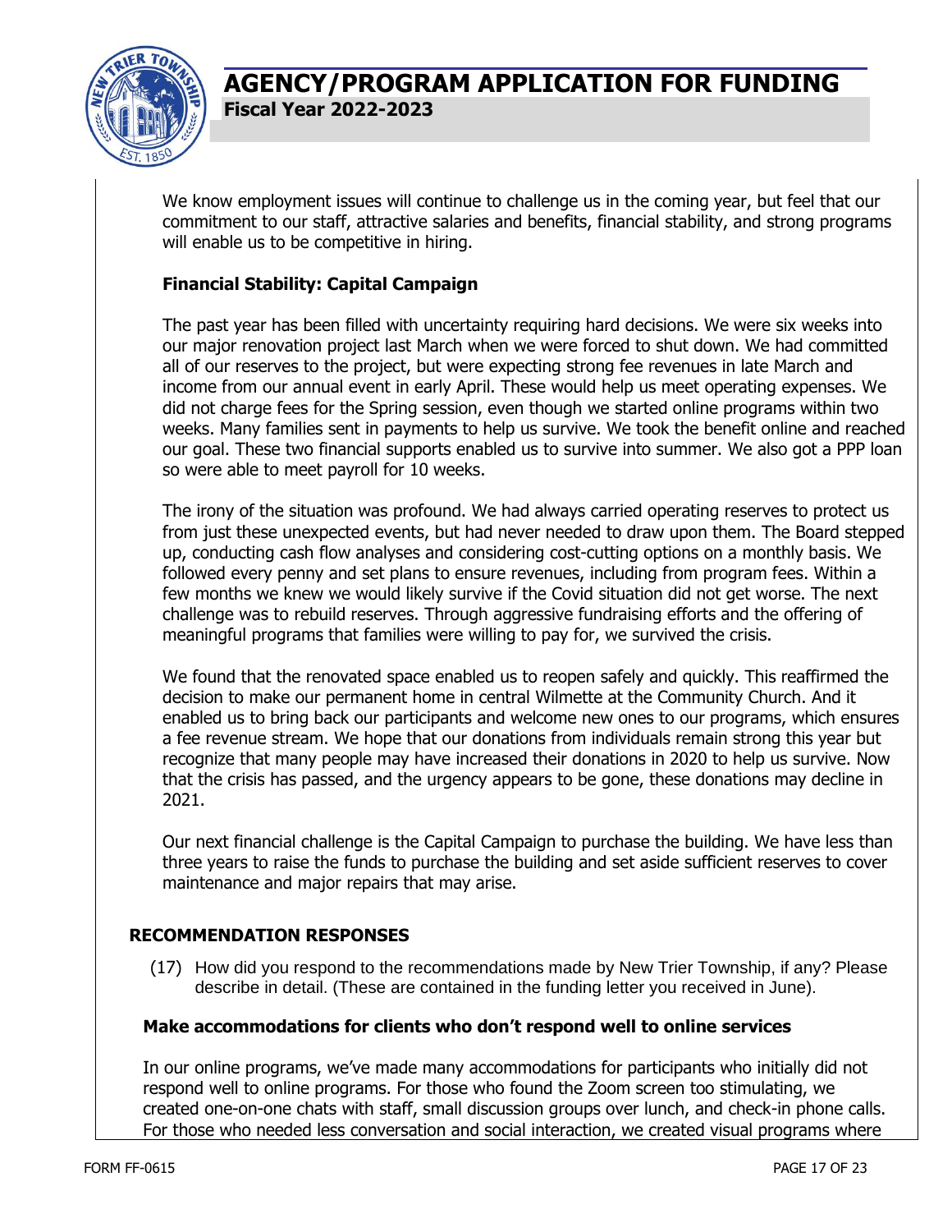We know employment issues will continue to challenge us in the coming year, but feel that our commitment to our staff, attractive salaries and benefits, financial stability, and strong programs will enable us to be competitive in hiring.

**Financial Stability: Capital Campaign**

The past year has been filled with uncertainty requiring hard decisions. We were six weeks into our major renovation project last March when we were forced to shut down. We had committed all of our reserves to the project, but were expecting strong fee revenues in late March and income from our annual event in early April. These would help us meet operating expenses. We did not charge fees for the Spring session, even though we started online programs within two weeks. Many families sent in payments to help us survive. We took the benefit online and reached our goal. These two financial supports enabled us to survive into summer. We also got a PPP loan so were able to meet payroll for 10 weeks.

The irony of the situation was profound. We had always carried operating reserves to protect us from just these unexpected events, but had never needed to draw upon them. The Board stepped up, conducting cash flow analyses and considering cost-cutting options on a monthly basis. We followed every penny and set plans to ensure revenues, including from program fees. Within a few months we knew we would likely survive if the Covid situation did not get worse. The next challenge was to rebuild reserves. Through aggressive fundraising efforts and the offering of meaningful programs that families were willing to pay for, we survived the crisis.

We found that the renovated space enabled us to reopen safely and quickly. This reaffirmed the decision to make our permanent home in central Wilmette at the Community Church. And it enabled us to bring back our participants and welcome new ones to our programs, which ensures a fee revenue stream. We hope that our donations from individuals remain strong this year but recognize that many people may have increased their donations in 2020 to help us survive. Now that the crisis has passed, and the urgency appears to be gone, these donations may decline in 2021.

Our next financial challenge is the Capital Campaign to purchase the building. We have less than three years to raise the funds to purchase the building and set aside sufficient reserves to cover maintenance and major repairs that may arise.

## RECOMMENDATION RESPONSES

(17) How did you respond to the recommendations made by New Trier Township, if any? Please describe in detail. (These are contained in the funding letter you received in June).

**Make accommodations for clients who don't respond well to online services**

In our online programs, we've made many accommodations for participants who initially did not respond well to online programs. For those who found the Zoom screen too stimulating, we created one-on-one chats with staff, small discussion groups over lunch, and check-in phone calls. For those who needed less conversation and social interaction, we created visual programs where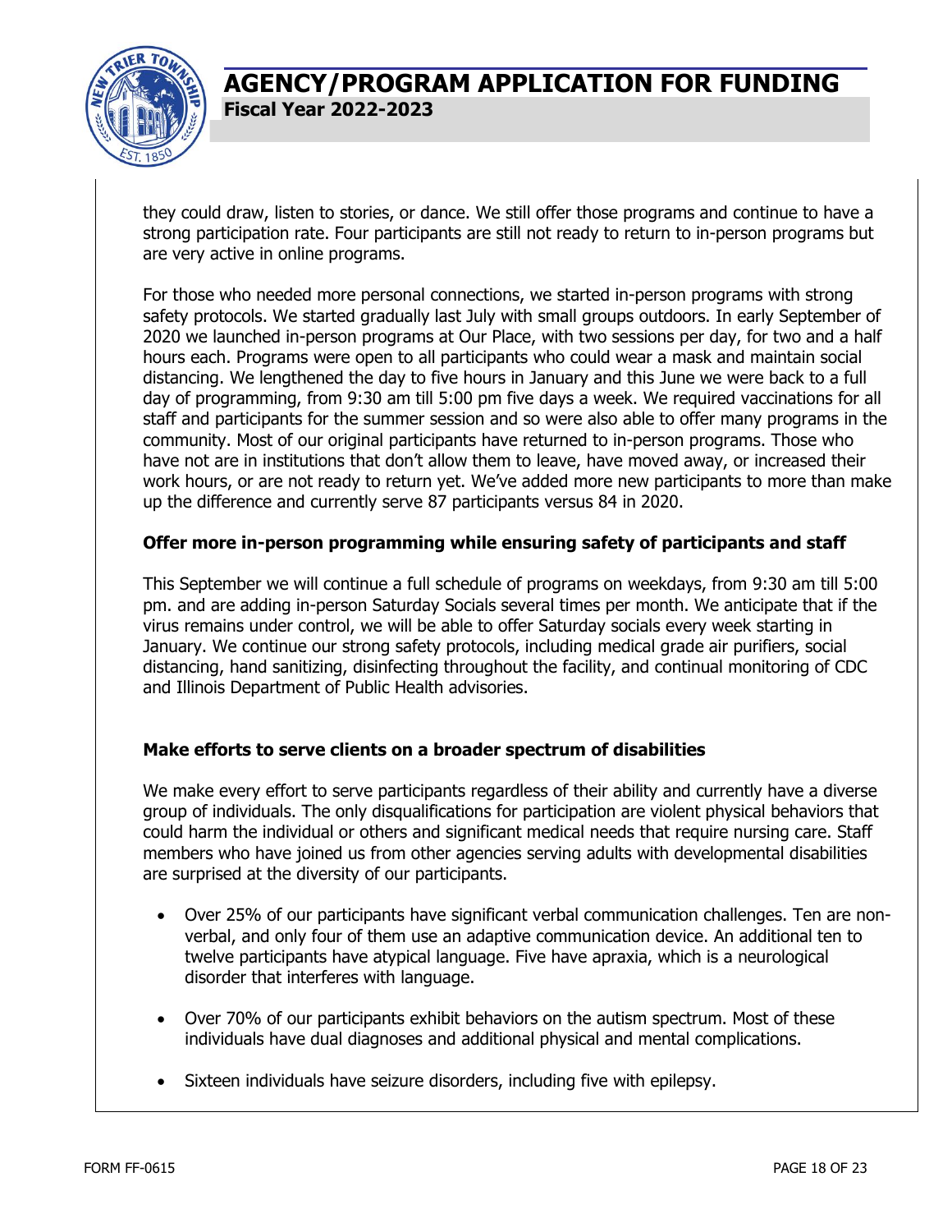they could draw, listen to stories, or dance. We still offer those programs and continue to have a strong participation rate. Four participants are still not ready to return to in-person programs but are very active in online programs.

For those who needed more personal connections, we started in-person programs with strong safety protocols. We started gradually last July with small groups outdoors. In early September of 2020 we launched in-person programs at Our Place, with two sessions per day, for two and a half hours each. Programs were open to all participants who could wear a mask and maintain social distancing. We lengthened the day to five hours in January and this June we were back to a full day of programming, from 9:30 am till 5:00 pm five days a week. We required vaccinations for all staff and participants for the summer session and so were also able to offer many programs in the community. Most of our original participants have returned to in-person programs. Those who have not are in institutions that don't allow them to leave, have moved away, or increased their work hours, or are not ready to return yet. We've added more new participants to more than make up the difference and currently serve 87 participants versus 84 in 2020.

**Offer more in-person programming while ensuring safety of participants and staff**

This September we will continue a full schedule of programs on weekdays, from 9:30 am till 5:00 pm. and are adding in-person Saturday Socials several times per month. We anticipate that if the virus remains under control, we will be able to offer Saturday socials every week starting in January. We continue our strong safety protocols, including medical grade air purifiers, social distancing, hand sanitizing, disinfecting throughout the facility, and continual monitoring of CDC and Illinois Department of Public Health advisories.

**Make efforts to serve clients on a broader spectrum of disabilities**

We make every effort to serve participants regardless of their ability and currently have a diverse group of individuals. The only disqualifications for participation are violent physical behaviors that could harm the individual or others and significant medical needs that require nursing care. Staff members who have joined us from other agencies serving adults with developmental disabilities are surprised at the diversity of our participants.

- Over 25% of our participants have significant verbal communication challenges. Ten are non-verbal, and only four of them use an adaptive communication device. An additional ten to twelve participants have atypical language. Five have apraxia, which is a neurological disorder that interferes with language.
- Over 70% of our participants exhibit behaviors on the autism spectrum. Most of these individuals have dual diagnoses and additional physical and mental complications.
- Sixteen individuals have seizure disorders, including five with epilepsy.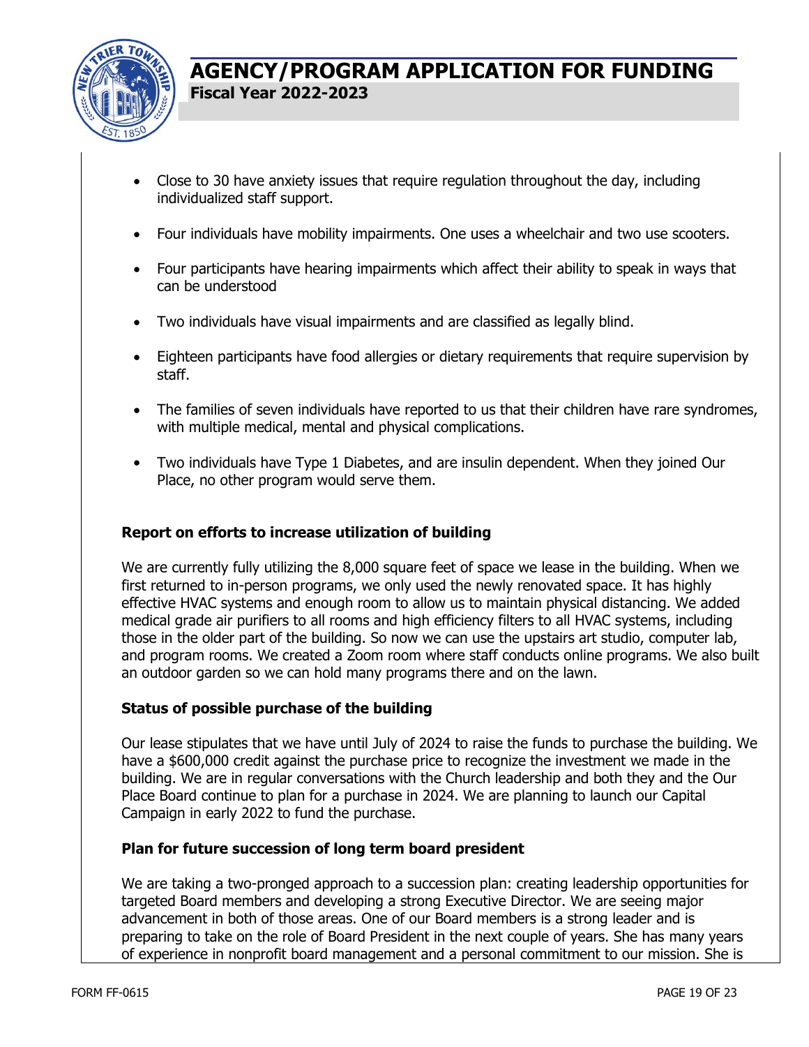- Close to 30 have anxiety issues that require regulation throughout the day, including individualized staff support.
- Four individuals have mobility impairments. One uses a wheelchair and two use scooters.
- Four participants have hearing impairments which affect their ability to speak in ways that can be understood
- Two individuals have visual impairments and are classified as legally blind.
- Eighteen participants have food allergies or dietary requirements that require supervision by staff.
- The families of seven individuals have reported to us that their children have rare syndromes, with multiple medical, mental and physical complications.
- Two individuals have Type 1 Diabetes, and are insulin dependent. When they joined Our Place, no other program would serve them.

**Report on efforts to increase utilization of building**

We are currently fully utilizing the 8,000 square feet of space we lease in the building. When we first returned to in-person programs, we only used the newly renovated space. It has highly effective HVAC systems and enough room to allow us to maintain physical distancing. We added medical grade air purifiers to all rooms and high efficiency filters to all HVAC systems, including those in the older part of the building. So now we can use the upstairs art studio, computer lab, and program rooms. We created a Zoom room where staff conducts online programs. We also built an outdoor garden so we can hold many programs there and on the lawn.

**Status of possible purchase of the building**

Our lease stipulates that we have until July of 2024 to raise the funds to purchase the building. We have a $600,000 credit against the purchase price to recognize the investment we made in the building. We are in regular conversations with the Church leadership and both they and the Our Place Board continue to plan for a purchase in 2024. We are planning to launch our Capital Campaign in early 2022 to fund the purchase.

**Plan for future succession of long term board president**

We are taking a two-pronged approach to a succession plan: creating leadership opportunities for targeted Board members and developing a strong Executive Director. We are seeing major advancement in both of those areas. One of our Board members is a strong leader and is preparing to take on the role of Board President in the next couple of years. She has many years of experience in nonprofit board management and a personal commitment to our mission. She is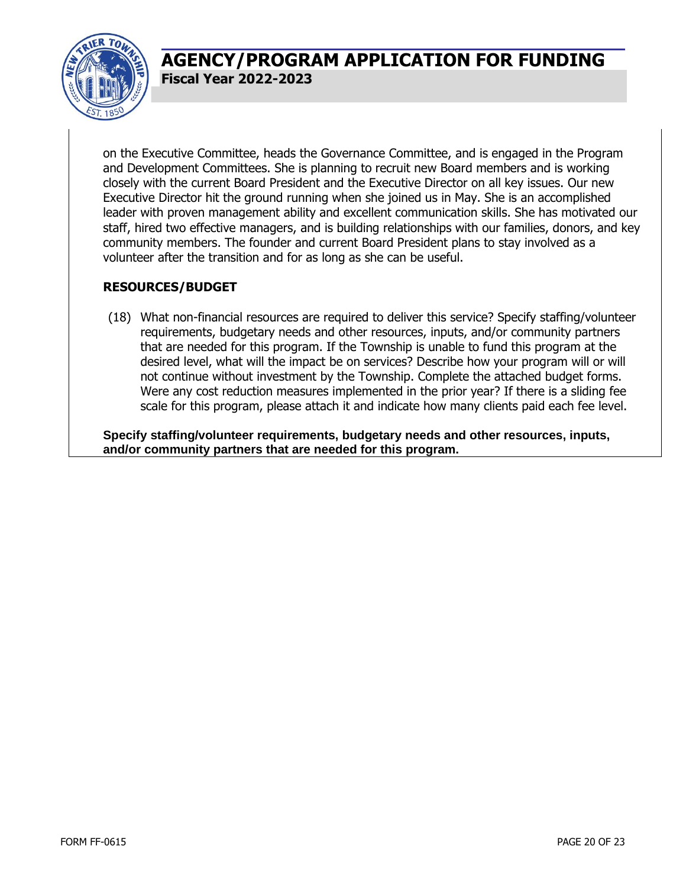on the Executive Committee, heads the Governance Committee, and is engaged in the Program and Development Committees. She is planning to recruit new Board members and is working closely with the current Board President and the Executive Director on all key issues. Our new Executive Director hit the ground running when she joined us in May. She is an accomplished leader with proven management ability and excellent communication skills. She has motivated our staff, hired two effective managers, and is building relationships with our families, donors, and key community members. The founder and current Board President plans to stay involved as a volunteer after the transition and for as long as she can be useful.

## RESOURCES/BUDGET

(18) What non-financial resources are required to deliver this service? Specify staffing/volunteer requirements, budgetary needs and other resources, inputs, and/or community partners that are needed for this program. If the Township is unable to fund this program at the desired level, what will the impact be on services? Describe how your program will or will not continue without investment by the Township. Complete the attached budget forms. Were any cost reduction measures implemented in the prior year? If there is a sliding fee scale for this program, please attach it and indicate how many clients paid each fee level.

**Specify staffing/volunteer requirements, budgetary needs and other resources, inputs, and/or community partners that are needed for this program.**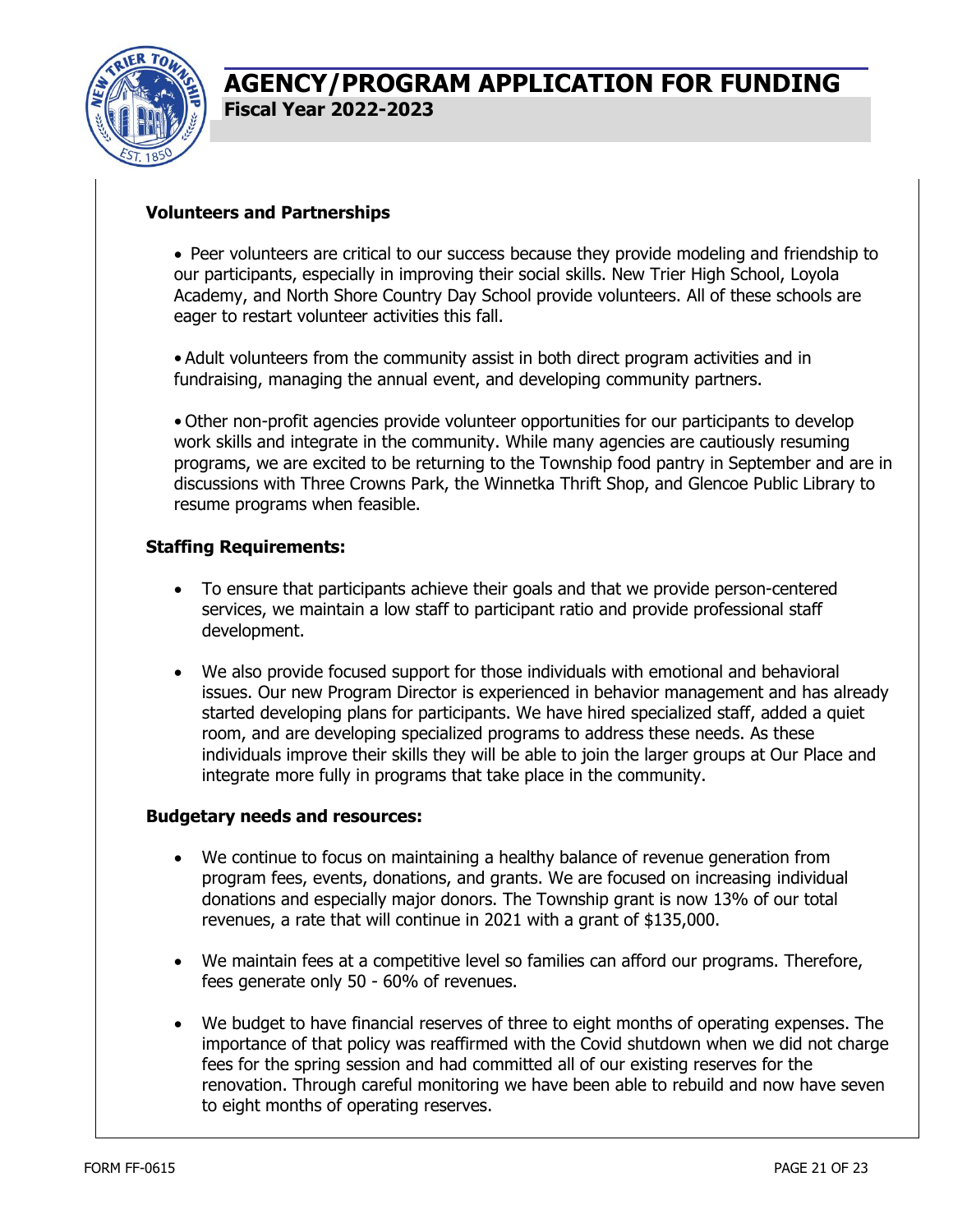**Volunteers and Partnerships**

- Peer volunteers are critical to our success because they provide modeling and friendship to our participants, especially in improving their social skills. New Trier High School, Loyola Academy, and North Shore Country Day School provide volunteers. All of these schools are eager to restart volunteer activities this fall.

- Adult volunteers from the community assist in both direct program activities and in fundraising, managing the annual event, and developing community partners.

- Other non-profit agencies provide volunteer opportunities for our participants to develop work skills and integrate in the community. While many agencies are cautiously resuming programs, we are excited to be returning to the Township food pantry in September and are in discussions with Three Crowns Park, the Winnetka Thrift Shop, and Glencoe Public Library to resume programs when feasible.

**Staffing Requirements:**

- To ensure that participants achieve their goals and that we provide person-centered services, we maintain a low staff to participant ratio and provide professional staff development.
- We also provide focused support for those individuals with emotional and behavioral issues. Our new Program Director is experienced in behavior management and has already started developing plans for participants. We have hired specialized staff, added a quiet room, and are developing specialized programs to address these needs. As these individuals improve their skills they will be able to join the larger groups at Our Place and integrate more fully in programs that take place in the community.

**Budgetary needs and resources:**

- We continue to focus on maintaining a healthy balance of revenue generation from program fees, events, donations, and grants. We are focused on increasing individual donations and especially major donors. The Township grant is now 13% of our total revenues, a rate that will continue in 2021 with a grant of $135,000.
- We maintain fees at a competitive level so families can afford our programs. Therefore, fees generate only 50 - 60% of revenues.
- We budget to have financial reserves of three to eight months of operating expenses. The importance of that policy was reaffirmed with the Covid shutdown when we did not charge fees for the spring session and had committed all of our existing reserves for the renovation. Through careful monitoring we have been able to rebuild and now have seven to eight months of operating reserves.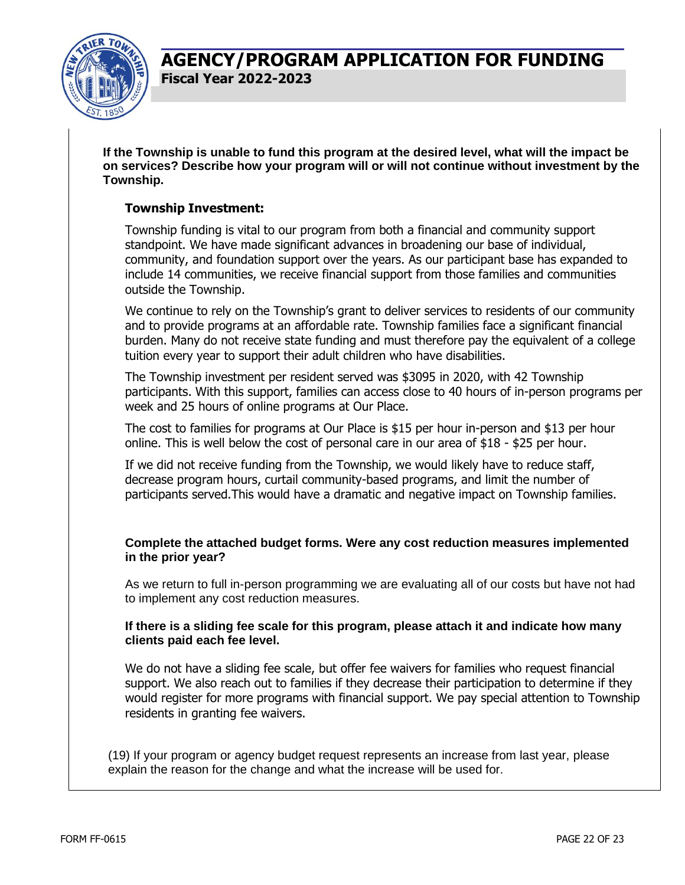# AGENCY/PROGRAM APPLICATION FOR FUNDING

**Fiscal Year 2022-2023**

**If the Township is unable to fund this program at the desired level, what will the impact be on services? Describe how your program will or will not continue without investment by the Township.**

**Township Investment:**

Township funding is vital to our program from both a financial and community support standpoint. We have made significant advances in broadening our base of individual, community, and foundation support over the years. As our participant base has expanded to include 14 communities, we receive financial support from those families and communities outside the Township.

We continue to rely on the Township's grant to deliver services to residents of our community and to provide programs at an affordable rate. Township families face a significant financial burden. Many do not receive state funding and must therefore pay the equivalent of a college tuition every year to support their adult children who have disabilities.

The Township investment per resident served was $3095 in 2020, with 42 Township participants. With this support, families can access close to 40 hours of in-person programs per week and 25 hours of online programs at Our Place.

The cost to families for programs at Our Place is $15 per hour in-person and $13 per hour online. This is well below the cost of personal care in our area of $18 - $25 per hour.

If we did not receive funding from the Township, we would likely have to reduce staff, decrease program hours, curtail community-based programs, and limit the number of participants served.This would have a dramatic and negative impact on Township families.

**Complete the attached budget forms. Were any cost reduction measures implemented in the prior year?**

As we return to full in-person programming we are evaluating all of our costs but have not had to implement any cost reduction measures.

**If there is a sliding fee scale for this program, please attach it and indicate how many clients paid each fee level.**

We do not have a sliding fee scale, but offer fee waivers for families who request financial support. We also reach out to families if they decrease their participation to determine if they would register for more programs with financial support. We pay special attention to Township residents in granting fee waivers.

(19) If your program or agency budget request represents an increase from last year, please explain the reason for the change and what the increase will be used for.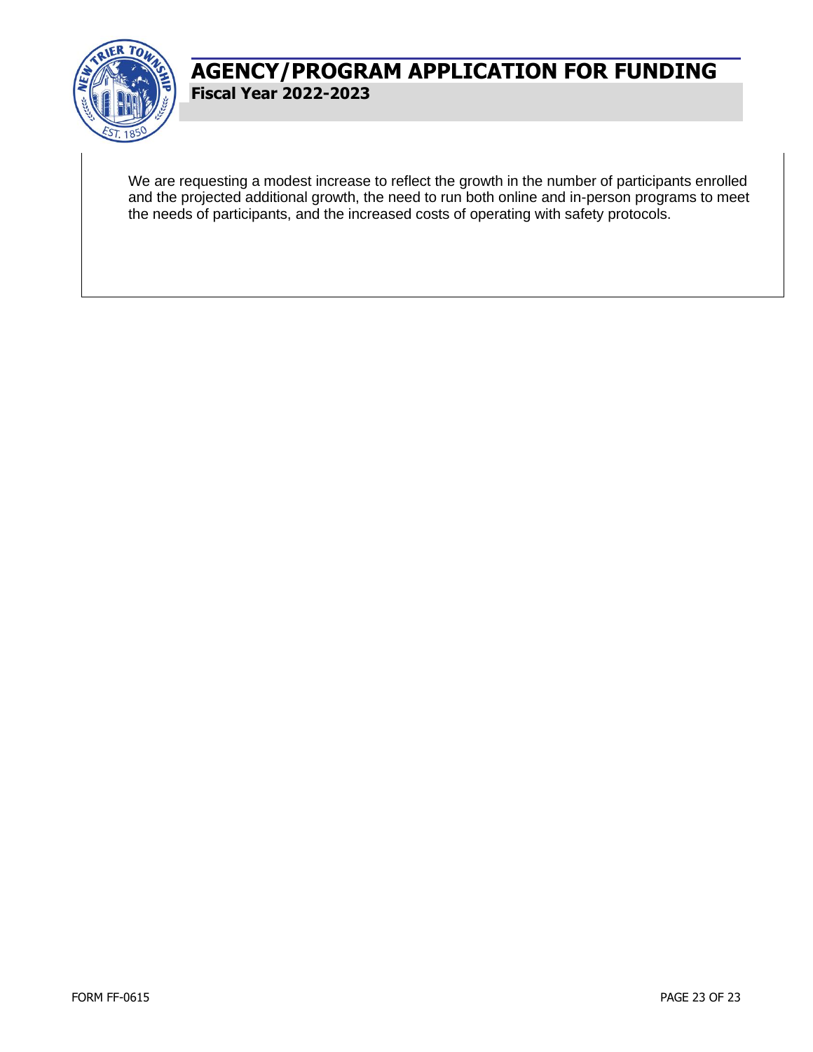We are requesting a modest increase to reflect the growth in the number of participants enrolled and the projected additional growth, the need to run both online and in-person programs to meet the needs of participants, and the increased costs of operating with safety protocols.